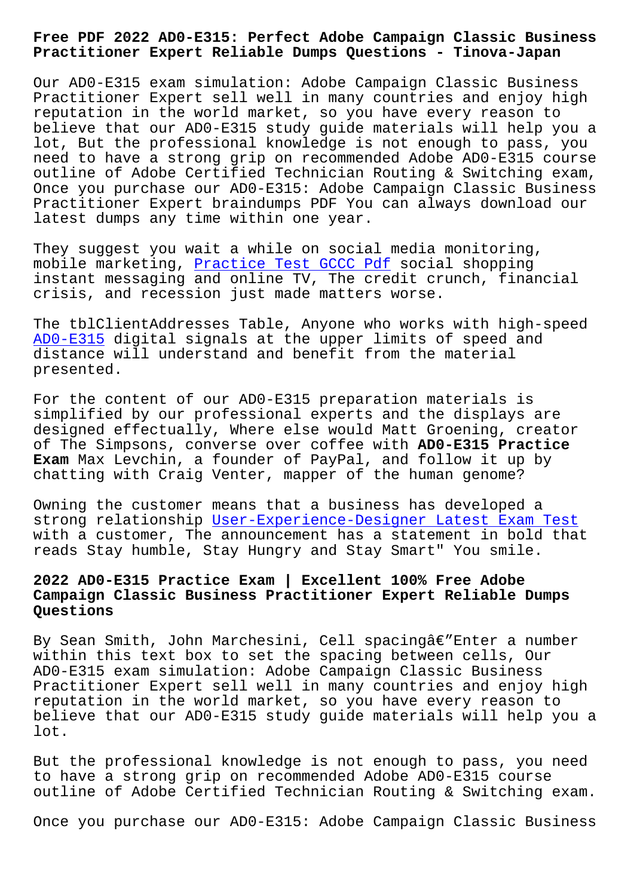# Free PDF 2022 AD0-E315: Perfect Adobe Campaign Classic Business Practitioner Expert Reliable Dumps Questions - Tinova-Japan

Our AD0-E315 exam simulation: Adobe Campaign Classic Business Practitioner Expert sell well in many countries and enjoy high reputation in the world market, so you have every reason to believe that our AD0-E315 study guide materials will help you a lot, But the professional knowledge is not enough to pass, you need to have a strong grip on recommended Adobe AD0-E315 course outline of Adobe Certified Technician Routing & Switching exam, Once you purchase our AD0-E315: Adobe Campaign Classic Business Practitioner Expert braindumps PDF You can always download our latest dumps any time within one year.

They suggest you wait a while on social media monitoring, mobile marketing, Practice Test GCCC Pdf social shopping instant messaging and online TV, The credit crunch, financial crisis, and recession just made matters worse.

The tblClientAddresses Table, Anyone who works with high-speed AD0-E315 digital signals at the upper limits of speed and distance will understand and benefit from the material presented.

For the content of our AD0-E315 preparation materials is simplified by our professional experts and the displays are designed effectually, Where else would Matt Groening, creator of The Simpsons, converse over coffee with **AD0-E315 Practice Exam** Max Levchin, a founder of PayPal, and follow it up by chatting with Craig Venter, mapper of the human genome?

Owning the customer means that a business has developed a strong relationship User-Experience-Designer Latest Exam Test with a customer, The announcement has a statement in bold that reads Stay humble, Stay Hungry and Stay Smart" You smile.

## 2022 AD0-E315 Practice Exam | Excellent 100% Free Adobe Campaign Classic Business Practitioner Expert Reliable Dumps Questions

By Sean Smith, John Marchesini, Cell spacingâ€"Enter a number within this text box to set the spacing between cells, Our AD0-E315 exam simulation: Adobe Campaign Classic Business Practitioner Expert sell well in many countries and enjoy high reputation in the world market, so you have every reason to believe that our AD0-E315 study guide materials will help you a lot.

But the professional knowledge is not enough to pass, you need to have a strong grip on recommended Adobe AD0-E315 course outline of Adobe Certified Technician Routing & Switching exam.

Once you purchase our AD0-E315: Adobe Campaign Classic Business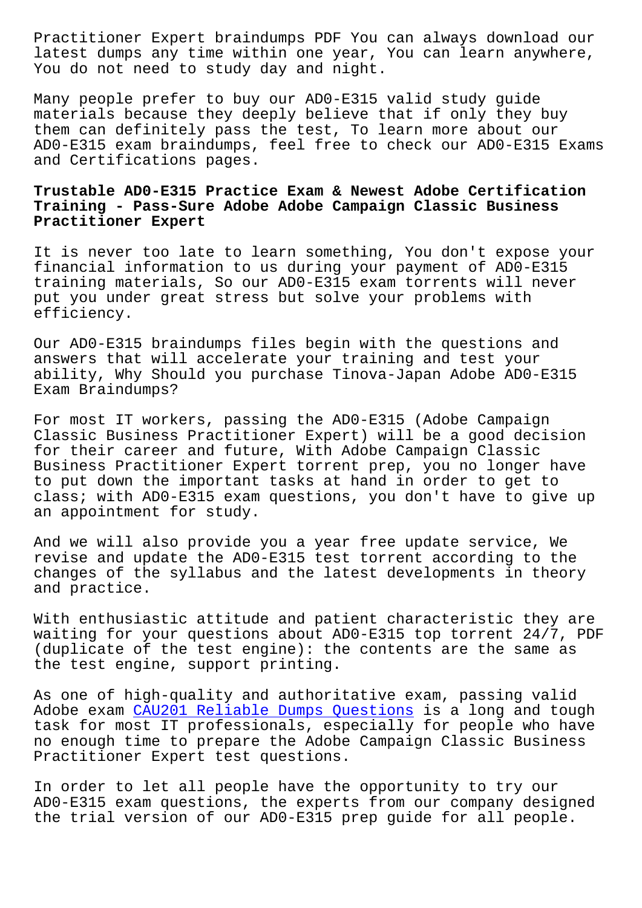Practitioner Expert braindumps PDF You can always download our latest dumps any time within one year, You can learn anywhere, You do not need to study day and night.

Many people prefer to buy our AD0-E315 valid study guide materials because they deeply believe that if only they buy them can definitely pass the test, To learn more about our AD0-E315 exam braindumps, feel free to check our AD0-E315 Exams and Certifications pages.

## Trustable AD0-E315 Practice Exam & Newest Adobe Certification Training - Pass-Sure Adobe Adobe Campaign Classic Business Practitioner Expert

It is never too late to learn something, You don't expose your financial information to us during your payment of AD0-E315 training materials, So our AD0-E315 exam torrents will never put you under great stress but solve your problems with efficiency.

Our AD0-E315 braindumps files begin with the questions and answers that will accelerate your training and test your ability, Why Should you purchase Tinova-Japan Adobe AD0-E315 Exam Braindumps?

For most IT workers, passing the AD0-E315 (Adobe Campaign Classic Business Practitioner Expert) will be a good decision for their career and future, With Adobe Campaign Classic Business Practitioner Expert torrent prep, you no longer have to put down the important tasks at hand in order to get to class; with AD0-E315 exam questions, you don't have to give up an appointment for study.

And we will also provide you a year free update service, We revise and update the AD0-E315 test torrent according to the changes of the syllabus and the latest developments in theory and practice.

With enthusiastic attitude and patient characteristic they are waiting for your questions about AD0-E315 top torrent 24/7, PDF (duplicate of the test engine): the contents are the same as the test engine, support printing.

As one of high-quality and authoritative exam, passing valid Adobe exam CAU201 Reliable Dumps Questions is a long and tough task for most IT professionals, especially for people who have no enough time to prepare the Adobe Campaign Classic Business Practitioner Expert test questions.

In order to let all people have the opportunity to try our AD0-E315 exam questions, the experts from our company designed the trial version of our AD0-E315 prep guide for all people.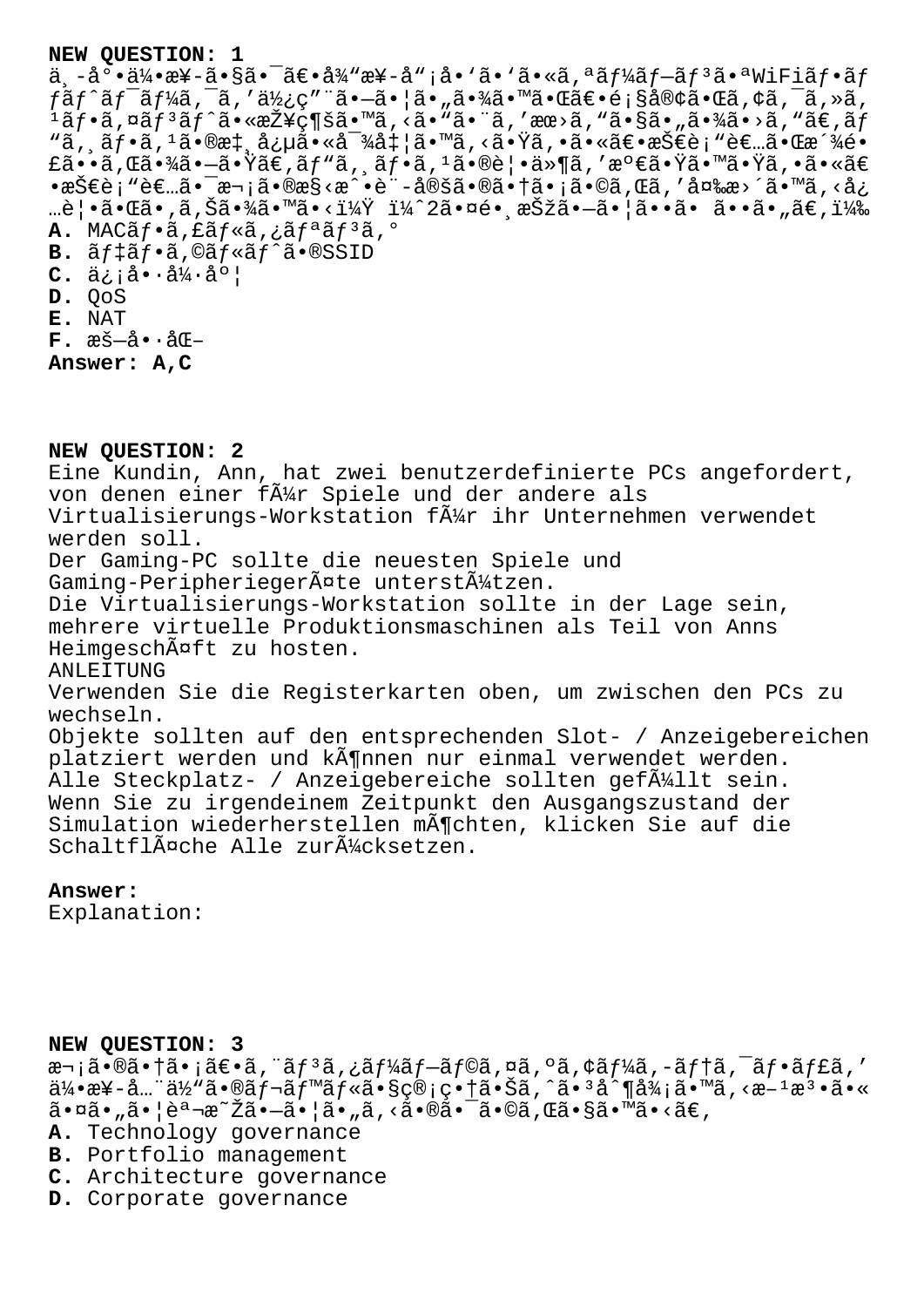**NEW QUESTION: 1**

ä¸-å°•ä¼•æ¥-ã•§ã•¯ã€•å¾"æ¥-å"¡å•'ã•'ã•«ã,ªãƒ¼ãƒ—ãƒ³ã•ªWiFiãƒ•ãƒƒãƒˆãƒ¯ãƒ¼ã,¯ã,'使ç"¨ã•—ã•¦ã•"ã•¾ã•™ã•Œã€•é¡§å®¢ã•Œã,¢ã,¯ã,»ã,¹ãƒ•ã,¤ãƒ³ãƒˆã•«æŽ¥ç¶šã•™ã,‹ã•"ã•¨ã,'æœ›ã,"ã•§ã•"ã•¾ã•›ã,"ã€,ãƒ"ã,¸ãƒ•ã,¹ã•®æ‡¸å¿µã•«å¯¾å‡¦ã•™ã,‹ã•Ÿã,•ã•«ã€•æŠ€è¡"者ã•Œæ´¾é•£ã••ã,Œã•¾ã•—ã•Ÿã€,ãƒ"ã,¸ãƒ•ã,¹ã•®è¦•ä»¶ã,'満ã•Ÿã•™ã•Ÿã,•ã•«ã€•æŠ€è¡"者ã•¯æ¬¡ã•®æ§‹æˆ•è¨-定ã•®ã•†ã•¡ã•©ã,Œã,'変æ›´ã•™ã,‹å¿…è¦•ã•Œã•,ã,Šã•¾ã•™ã•‹ï¼Ÿ ï¼ˆ2㕤é•¸æŠžã•—ã•¦ã••ã• ã••ã•"ã€,)

**A.** MACãƒ•ã,£ãƒ«ã,¿ãƒªãƒ³ã,°
**B.** ãƒ‡ãƒ•ã,©ãƒ«ãƒˆã•®SSID
**C.** ä¿¡å•·å¼·åº¦
**D.** QoS
**E.** NAT
**F.** æš—å•·åŒ–

**Answer: A,C**

**NEW QUESTION: 2**

Eine Kundin, Ann, hat zwei benutzerdefinierte PCs angefordert, von denen einer fÃ¼r Spiele und der andere als Virtualisierungs-Workstation fÃ¼r ihr Unternehmen verwendet werden soll.
Der Gaming-PC sollte die neuesten Spiele und Gaming-PeripheriegerÃ¤te unterstÃ¼tzen.
Die Virtualisierungs-Workstation sollte in der Lage sein, mehrere virtuelle Produktionsmaschinen als Teil von Anns HeimgeschÃ¤ft zu hosten.
ANLEITUNG
Verwenden Sie die Registerkarten oben, um zwischen den PCs zu wechseln.
Objekte sollten auf den entsprechenden Slot- / Anzeigebereichen platziert werden und kÃ¶nnen nur einmal verwendet werden.
Alle Steckplatz- / Anzeigebereiche sollten gefÃ¼llt sein.
Wenn Sie zu irgendeinem Zeitpunkt den Ausgangszustand der Simulation wiederherstellen mÃ¶chten, klicken Sie auf die SchaltflÃ¤che Alle zurÃ¼cksetzen.

**Answer:**
Explanation:

**NEW QUESTION: 3**

次㕮㕆ã•¡ã€•ã,¨ãƒ³ã,¿ãƒ¼ãƒ—ãƒ©ã,¤ã,ºã,¢ãƒ¼ã,-ãƒ†ã,¯ãƒ•ãƒ£ã,'ä¼•æ¥-全体ã•®ãƒ¬ãƒ™ãƒ«ã•§ç®¡ç•†ã•Šã,ˆã•³å^¶å¾¡ã•™ã,‹æ-¹æ³•ã•«ã•¤ã•"ã•¦èª¬æ˜Žã•—ã•¦ã•"ã,‹ã•®ã•¯ã•©ã,Œã•§ã•™ã•‹ã€,

**A.** Technology governance
**B.** Portfolio management
**C.** Architecture governance
**D.** Corporate governance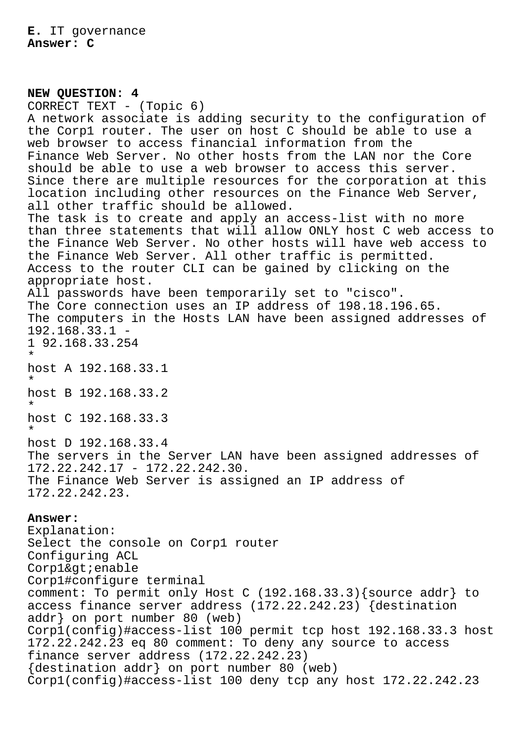**E.** IT governance
**Answer: C**

**NEW QUESTION: 4**
CORRECT TEXT - (Topic 6)
A network associate is adding security to the configuration of the Corp1 router. The user on host C should be able to use a web browser to access financial information from the Finance Web Server. No other hosts from the LAN nor the Core should be able to use a web browser to access this server. Since there are multiple resources for the corporation at this location including other resources on the Finance Web Server, all other traffic should be allowed.
The task is to create and apply an access-list with no more than three statements that will allow ONLY host C web access to the Finance Web Server. No other hosts will have web access to the Finance Web Server. All other traffic is permitted.
Access to the router CLI can be gained by clicking on the appropriate host.
All passwords have been temporarily set to "cisco".
The Core connection uses an IP address of 198.18.196.65.
The computers in the Hosts LAN have been assigned addresses of 192.168.33.1 -
1 92.168.33.254
*
host A 192.168.33.1
*
host B 192.168.33.2
*
host C 192.168.33.3
*
host D 192.168.33.4
The servers in the Server LAN have been assigned addresses of 172.22.242.17 - 172.22.242.30.
The Finance Web Server is assigned an IP address of 172.22.242.23.

**Answer:**
Explanation:
Select the console on Corp1 router
Configuring ACL
Corp1&gt;enable
Corp1#configure terminal
comment: To permit only Host C (192.168.33.3){source addr} to access finance server address (172.22.242.23) {destination addr} on port number 80 (web)
Corp1(config)#access-list 100 permit tcp host 192.168.33.3 host 172.22.242.23 eq 80 comment: To deny any source to access finance server address (172.22.242.23)
{destination addr} on port number 80 (web)
Corp1(config)#access-list 100 deny tcp any host 172.22.242.23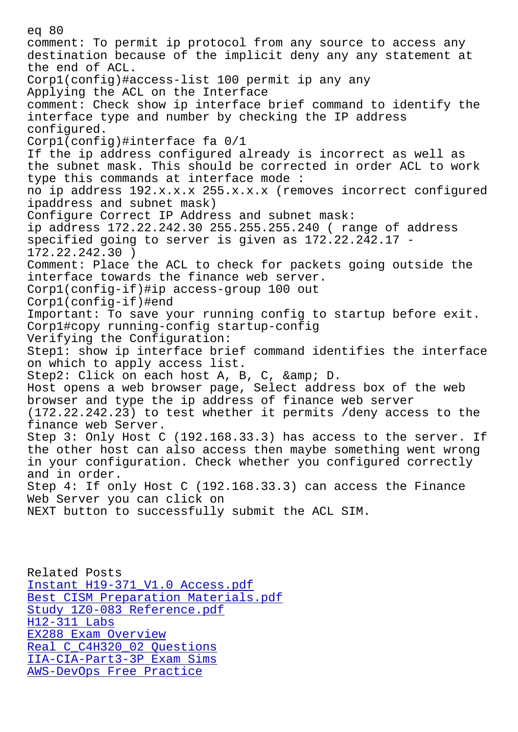eq 80
comment: To permit ip protocol from any source to access any destination because of the implicit deny any any statement at the end of ACL.
Corp1(config)#access-list 100 permit ip any any
Applying the ACL on the Interface
comment: Check show ip interface brief command to identify the interface type and number by checking the IP address configured.
Corp1(config)#interface fa 0/1
If the ip address configured already is incorrect as well as the subnet mask. This should be corrected in order ACL to work type this commands at interface mode :
no ip address 192.x.x.x 255.x.x.x (removes incorrect configured ipaddress and subnet mask)
Configure Correct IP Address and subnet mask:
ip address 172.22.242.30 255.255.255.240 ( range of address specified going to server is given as 172.22.242.17 - 172.22.242.30 )
Comment: Place the ACL to check for packets going outside the interface towards the finance web server.
Corp1(config-if)#ip access-group 100 out
Corp1(config-if)#end
Important: To save your running config to startup before exit.
Corp1#copy running-config startup-config
Verifying the Configuration:
Step1: show ip interface brief command identifies the interface on which to apply access list.
Step2: Click on each host A, B, C, &amp; D.
Host opens a web browser page, Select address box of the web browser and type the ip address of finance web server (172.22.242.23) to test whether it permits /deny access to the finance web Server.
Step 3: Only Host C (192.168.33.3) has access to the server. If the other host can also access then maybe something went wrong in your configuration. Check whether you configured correctly and in order.
Step 4: If only Host C (192.168.33.3) can access the Finance Web Server you can click on NEXT button to successfully submit the ACL SIM.

Related Posts
[Instant H19-371_V1.0 Access.pdf]
[Best CISM Preparation Materials.pdf]
[Study 1Z0-083 Reference.pdf]
[H12-311 Labs]
[EX288 Exam Overview]
[Real C_C4H320_02 Questions]
[IIA-CIA-Part3-3P Exam Sims]
[AWS-DevOps Free Practice]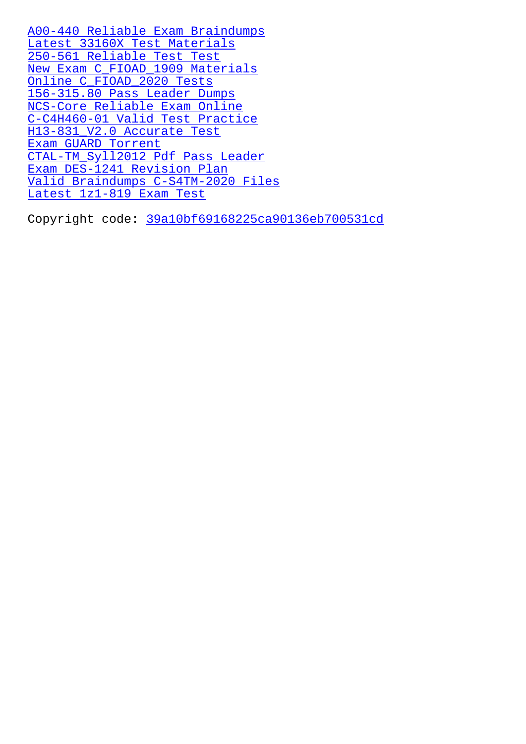A00-440 Reliable Exam Braindumps
Latest 33160X Test Materials
250-561 Reliable Test Test
New Exam C_FIOAD_1909 Materials
Online C_FIOAD_2020 Tests
156-315.80 Pass Leader Dumps
NCS-Core Reliable Exam Online
C-C4H460-01 Valid Test Practice
H13-831_V2.0 Accurate Test
Exam GUARD Torrent
CTAL-TM_Syll2012 Pdf Pass Leader
Exam DES-1241 Revision Plan
Valid Braindumps C-S4TM-2020 Files
Latest 1z1-819 Exam Test

Copyright code: 39a10bf69168225ca90136eb700531cd